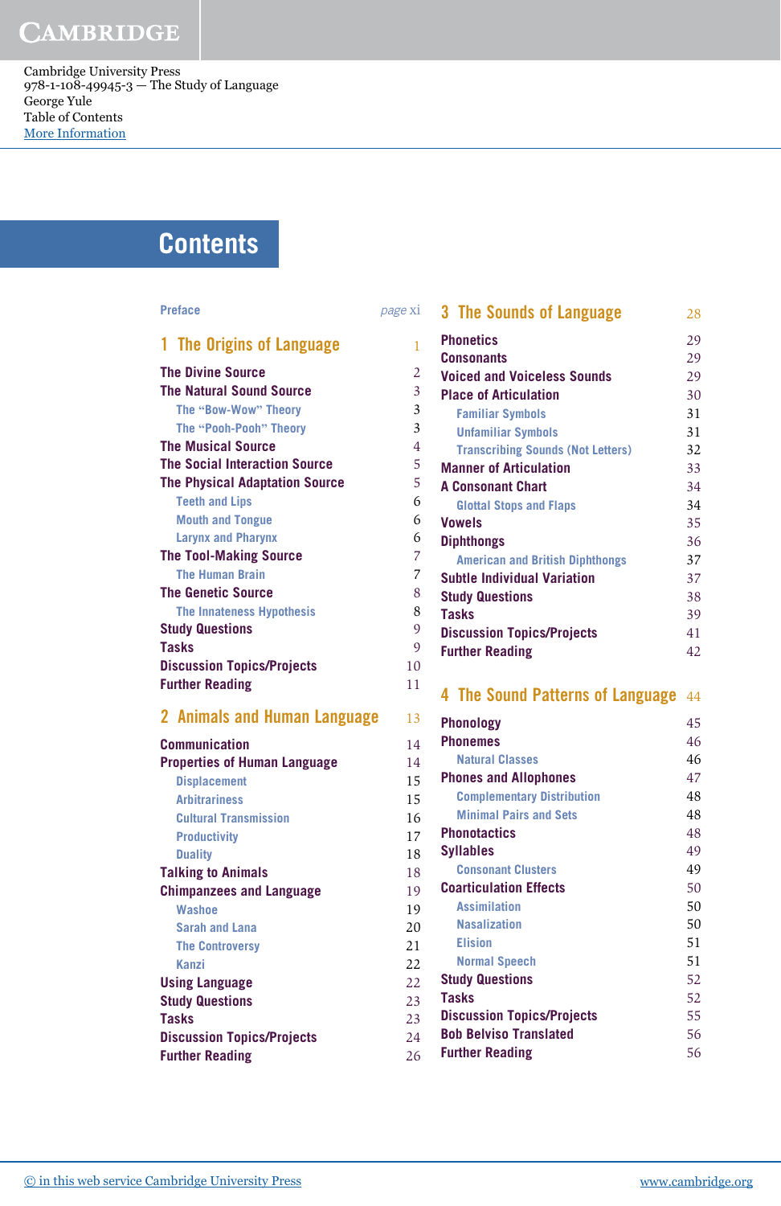Cambridge University Press
978-1-108-49945-3 — The Study of Language
George Yule
Table of Contents
More Information

# Contents

Preface — page xi

## 1 The Origins of Language — 1

- The Divine Source — 2
- The Natural Sound Source — 3
  - The "Bow-Wow" Theory — 3
  - The "Pooh-Pooh" Theory — 3
- The Musical Source — 4
- The Social Interaction Source — 5
- The Physical Adaptation Source — 5
  - Teeth and Lips — 6
  - Mouth and Tongue — 6
  - Larynx and Pharynx — 6
- The Tool-Making Source — 7
  - The Human Brain — 7
- The Genetic Source — 8
  - The Innateness Hypothesis — 8
- Study Questions — 9
- Tasks — 9
- Discussion Topics/Projects — 10
- Further Reading — 11

## 2 Animals and Human Language — 13

- Communication — 14
- Properties of Human Language — 14
  - Displacement — 15
  - Arbitrariness — 15
  - Cultural Transmission — 16
  - Productivity — 17
  - Duality — 18
- Talking to Animals — 18
- Chimpanzees and Language — 19
  - Washoe — 19
  - Sarah and Lana — 20
  - The Controversy — 21
  - Kanzi — 22
- Using Language — 22
- Study Questions — 23
- Tasks — 23
- Discussion Topics/Projects — 24
- Further Reading — 26

## 3 The Sounds of Language — 28

- Phonetics — 29
- Consonants — 29
- Voiced and Voiceless Sounds — 29
- Place of Articulation — 30
  - Familiar Symbols — 31
  - Unfamiliar Symbols — 31
  - Transcribing Sounds (Not Letters) — 32
- Manner of Articulation — 33
- A Consonant Chart — 34
  - Glottal Stops and Flaps — 34
- Vowels — 35
- Diphthongs — 36
  - American and British Diphthongs — 37
- Subtle Individual Variation — 37
- Study Questions — 38
- Tasks — 39
- Discussion Topics/Projects — 41
- Further Reading — 42

## 4 The Sound Patterns of Language — 44

- Phonology — 45
- Phonemes — 46
  - Natural Classes — 46
- Phones and Allophones — 47
  - Complementary Distribution — 48
  - Minimal Pairs and Sets — 48
- Phonotactics — 48
- Syllables — 49
  - Consonant Clusters — 49
- Coarticulation Effects — 50
  - Assimilation — 50
  - Nasalization — 50
  - Elision — 51
  - Normal Speech — 51
- Study Questions — 52
- Tasks — 52
- Discussion Topics/Projects — 55
- Bob Belviso Translated — 56
- Further Reading — 56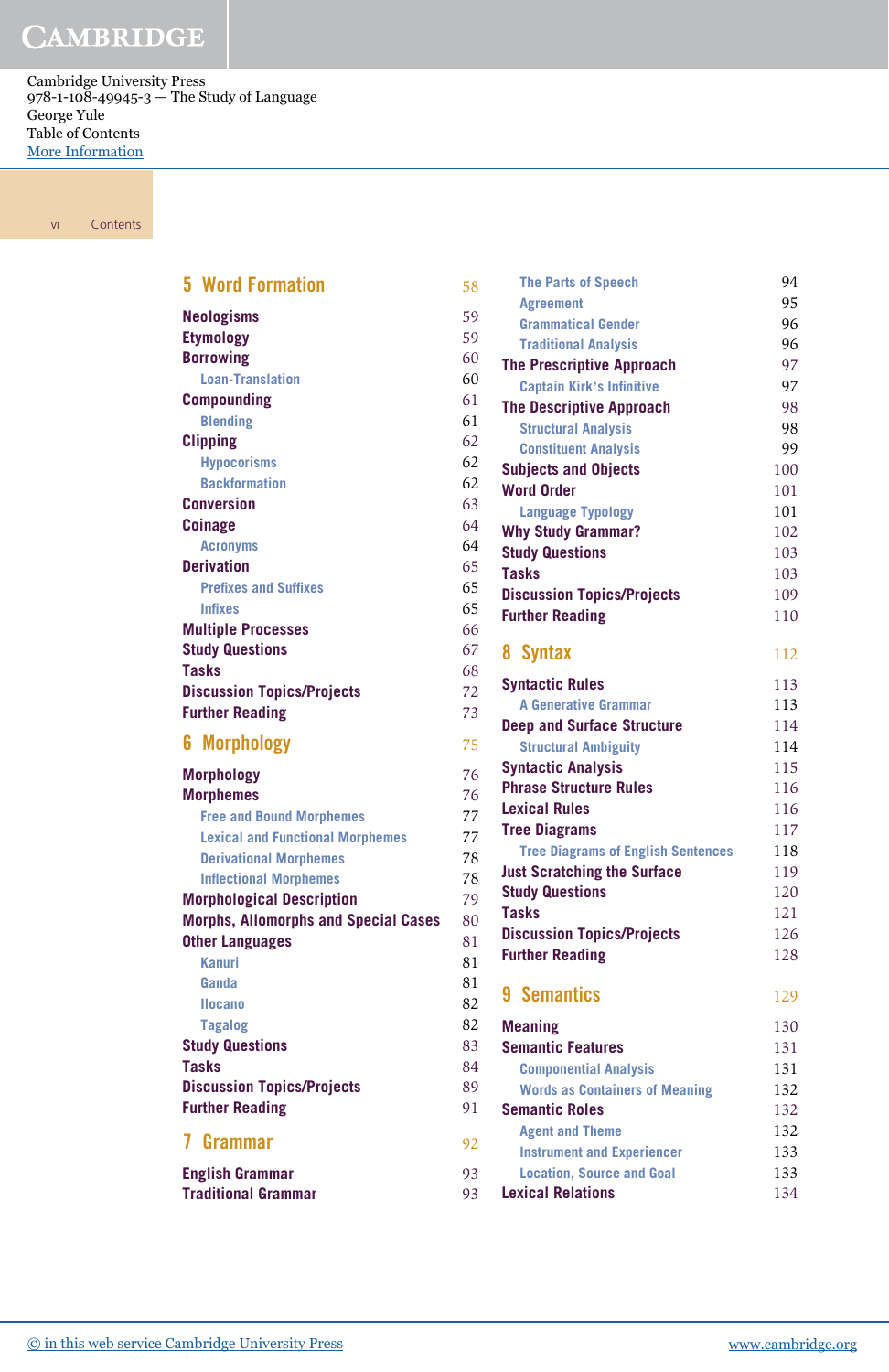## 5 Word Formation — 58

- **Neologisms** 59
- **Etymology** 59
- **Borrowing** 60
  - Loan-Translation 60
- **Compounding** 61
  - Blending 61
- **Clipping** 62
  - Hypocorisms 62
  - Backformation 62
- **Conversion** 63
- **Coinage** 64
  - Acronyms 64
- **Derivation** 65
  - Prefixes and Suffixes 65
  - Infixes 65
- **Multiple Processes** 66
- **Study Questions** 67
- **Tasks** 68
- **Discussion Topics/Projects** 72
- **Further Reading** 73

## 6 Morphology — 75

- **Morphology** 76
- **Morphemes** 76
  - Free and Bound Morphemes 77
  - Lexical and Functional Morphemes 77
  - Derivational Morphemes 78
  - Inflectional Morphemes 78
- **Morphological Description** 79
- **Morphs, Allomorphs and Special Cases** 80
- **Other Languages** 81
  - Kanuri 81
  - Ganda 81
  - Ilocano 82
  - Tagalog 82
- **Study Questions** 83
- **Tasks** 84
- **Discussion Topics/Projects** 89
- **Further Reading** 91

## 7 Grammar — 92

- **English Grammar** 93
- **Traditional Grammar** 93
  - The Parts of Speech 94
  - Agreement 95
  - Grammatical Gender 96
  - Traditional Analysis 96
- **The Prescriptive Approach** 97
  - Captain Kirk's Infinitive 97
- **The Descriptive Approach** 98
  - Structural Analysis 98
  - Constituent Analysis 99
- **Subjects and Objects** 100
- **Word Order** 101
  - Language Typology 101
- **Why Study Grammar?** 102
- **Study Questions** 103
- **Tasks** 103
- **Discussion Topics/Projects** 109
- **Further Reading** 110

## 8 Syntax — 112

- **Syntactic Rules** 113
  - A Generative Grammar 113
- **Deep and Surface Structure** 114
  - Structural Ambiguity 114
- **Syntactic Analysis** 115
- **Phrase Structure Rules** 116
- **Lexical Rules** 116
- **Tree Diagrams** 117
  - Tree Diagrams of English Sentences 118
- **Just Scratching the Surface** 119
- **Study Questions** 120
- **Tasks** 121
- **Discussion Topics/Projects** 126
- **Further Reading** 128

## 9 Semantics — 129

- **Meaning** 130
- **Semantic Features** 131
  - Componential Analysis 131
  - Words as Containers of Meaning 132
- **Semantic Roles** 132
  - Agent and Theme 132
  - Instrument and Experiencer 133
  - Location, Source and Goal 133
- **Lexical Relations** 134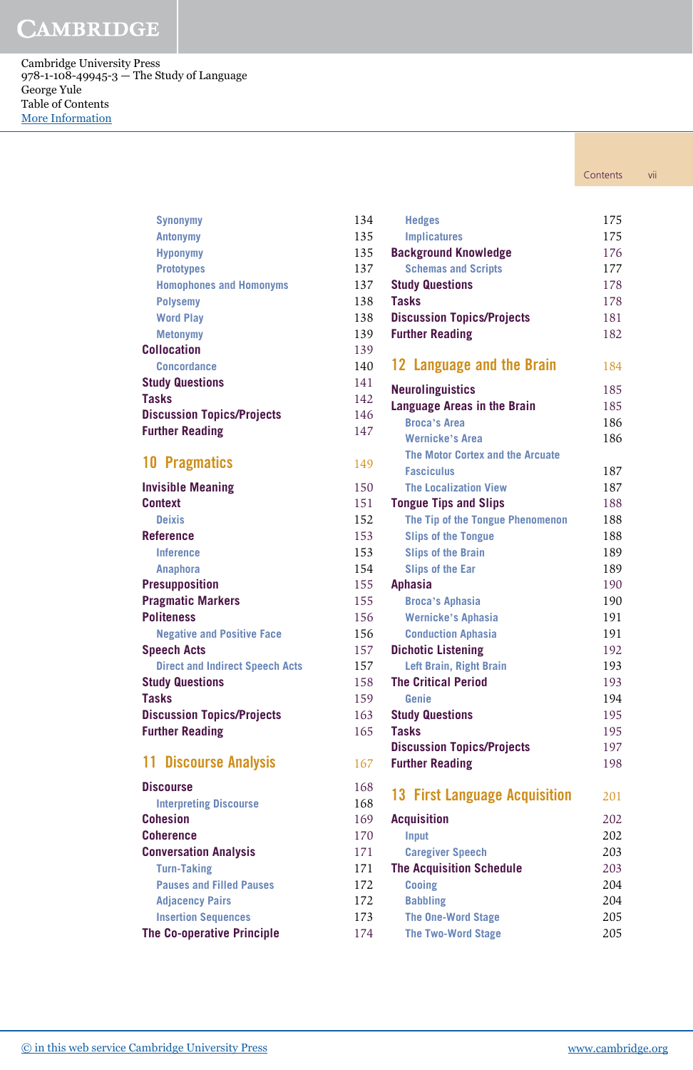- Synonymy 134
- Antonymy 135
- Hyponymy 135
- Prototypes 137
- Homophones and Homonyms 137
- Polysemy 138
- Word Play 138
- Metonymy 139

**Collocation** 139
- Concordance 140

**Study Questions** 141
**Tasks** 142
**Discussion Topics/Projects** 146
**Further Reading** 147

## 10 Pragmatics 149

**Invisible Meaning** 150
**Context** 151
- Deixis 152

**Reference** 153
- Inference 153
- Anaphora 154

**Presupposition** 155
**Pragmatic Markers** 155
**Politeness** 156
- Negative and Positive Face 156

**Speech Acts** 157
- Direct and Indirect Speech Acts 157

**Study Questions** 158
**Tasks** 159
**Discussion Topics/Projects** 163
**Further Reading** 165

## 11 Discourse Analysis 167

**Discourse** 168
- Interpreting Discourse 168

**Cohesion** 169
**Coherence** 170
**Conversation Analysis** 171
- Turn-Taking 171
- Pauses and Filled Pauses 172
- Adjacency Pairs 172
- Insertion Sequences 173

**The Co-operative Principle** 174
- Hedges 175
- Implicatures 175

**Background Knowledge** 176
- Schemas and Scripts 177

**Study Questions** 178
**Tasks** 178
**Discussion Topics/Projects** 181
**Further Reading** 182

## 12 Language and the Brain 184

**Neurolinguistics** 185
**Language Areas in the Brain** 185
- Broca's Area 186
- Wernicke's Area 186
- The Motor Cortex and the Arcuate Fasciculus 187
- The Localization View 187

**Tongue Tips and Slips** 188
- The Tip of the Tongue Phenomenon 188
- Slips of the Tongue 188
- Slips of the Brain 189
- Slips of the Ear 189

**Aphasia** 190
- Broca's Aphasia 190
- Wernicke's Aphasia 191
- Conduction Aphasia 191

**Dichotic Listening** 192
- Left Brain, Right Brain 193

**The Critical Period** 193
- Genie 194

**Study Questions** 195
**Tasks** 195
**Discussion Topics/Projects** 197
**Further Reading** 198

## 13 First Language Acquisition 201

**Acquisition** 202
- Input 202
- Caregiver Speech 203

**The Acquisition Schedule** 203
- Cooing 204
- Babbling 204
- The One-Word Stage 205
- The Two-Word Stage 205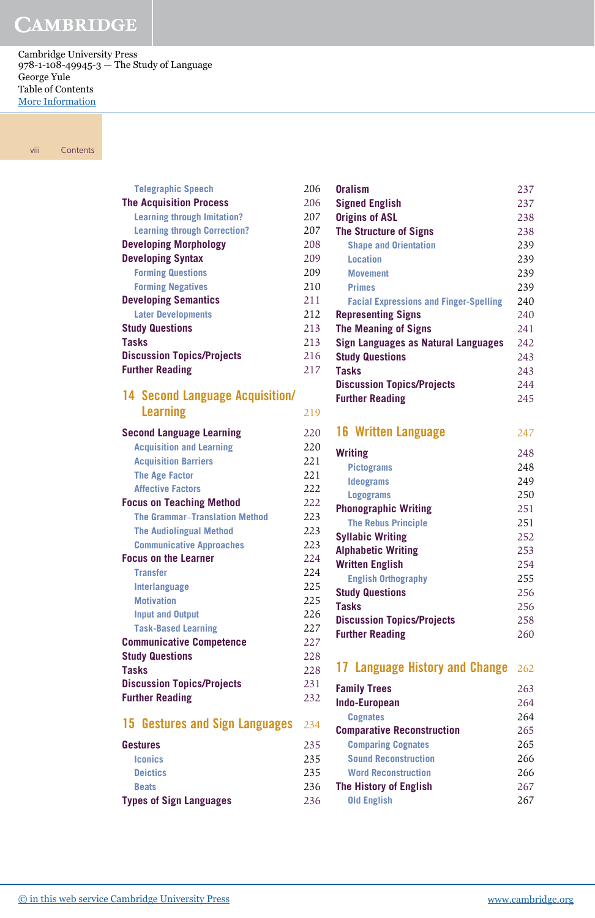| | |
|---|---|
| Telegraphic Speech | 206 |
| **The Acquisition Process** | 206 |
| Learning through Imitation? | 207 |
| Learning through Correction? | 207 |
| **Developing Morphology** | 208 |
| **Developing Syntax** | 209 |
| Forming Questions | 209 |
| Forming Negatives | 210 |
| **Developing Semantics** | 211 |
| Later Developments | 212 |
| **Study Questions** | 213 |
| **Tasks** | 213 |
| **Discussion Topics/Projects** | 216 |
| **Further Reading** | 217 |

## 14 Second Language Acquisition/Learning 219

| | |
|---|---|
| **Second Language Learning** | 220 |
| Acquisition and Learning | 220 |
| Acquisition Barriers | 221 |
| The Age Factor | 221 |
| Affective Factors | 222 |
| **Focus on Teaching Method** | 222 |
| The Grammar–Translation Method | 223 |
| The Audiolingual Method | 223 |
| Communicative Approaches | 223 |
| **Focus on the Learner** | 224 |
| Transfer | 224 |
| Interlanguage | 225 |
| Motivation | 225 |
| Input and Output | 226 |
| Task-Based Learning | 227 |
| **Communicative Competence** | 227 |
| **Study Questions** | 228 |
| **Tasks** | 228 |
| **Discussion Topics/Projects** | 231 |
| **Further Reading** | 232 |

## 15 Gestures and Sign Languages 234

| | |
|---|---|
| **Gestures** | 235 |
| Iconics | 235 |
| Deictics | 235 |
| Beats | 236 |
| **Types of Sign Languages** | 236 |
| **Oralism** | 237 |
| **Signed English** | 237 |
| **Origins of ASL** | 238 |
| **The Structure of Signs** | 238 |
| Shape and Orientation | 239 |
| Location | 239 |
| Movement | 239 |
| Primes | 239 |
| Facial Expressions and Finger-Spelling | 240 |
| **Representing Signs** | 240 |
| **The Meaning of Signs** | 241 |
| **Sign Languages as Natural Languages** | 242 |
| **Study Questions** | 243 |
| **Tasks** | 243 |
| **Discussion Topics/Projects** | 244 |
| **Further Reading** | 245 |

## 16 Written Language 247

| | |
|---|---|
| **Writing** | 248 |
| Pictograms | 248 |
| Ideograms | 249 |
| Logograms | 250 |
| **Phonographic Writing** | 251 |
| The Rebus Principle | 251 |
| **Syllabic Writing** | 252 |
| **Alphabetic Writing** | 253 |
| **Written English** | 254 |
| English Orthography | 255 |
| **Study Questions** | 256 |
| **Tasks** | 256 |
| **Discussion Topics/Projects** | 258 |
| **Further Reading** | 260 |

## 17 Language History and Change 262

| | |
|---|---|
| **Family Trees** | 263 |
| **Indo-European** | 264 |
| Cognates | 264 |
| **Comparative Reconstruction** | 265 |
| Comparing Cognates | 265 |
| Sound Reconstruction | 266 |
| Word Reconstruction | 266 |
| **The History of English** | 267 |
| Old English | 267 |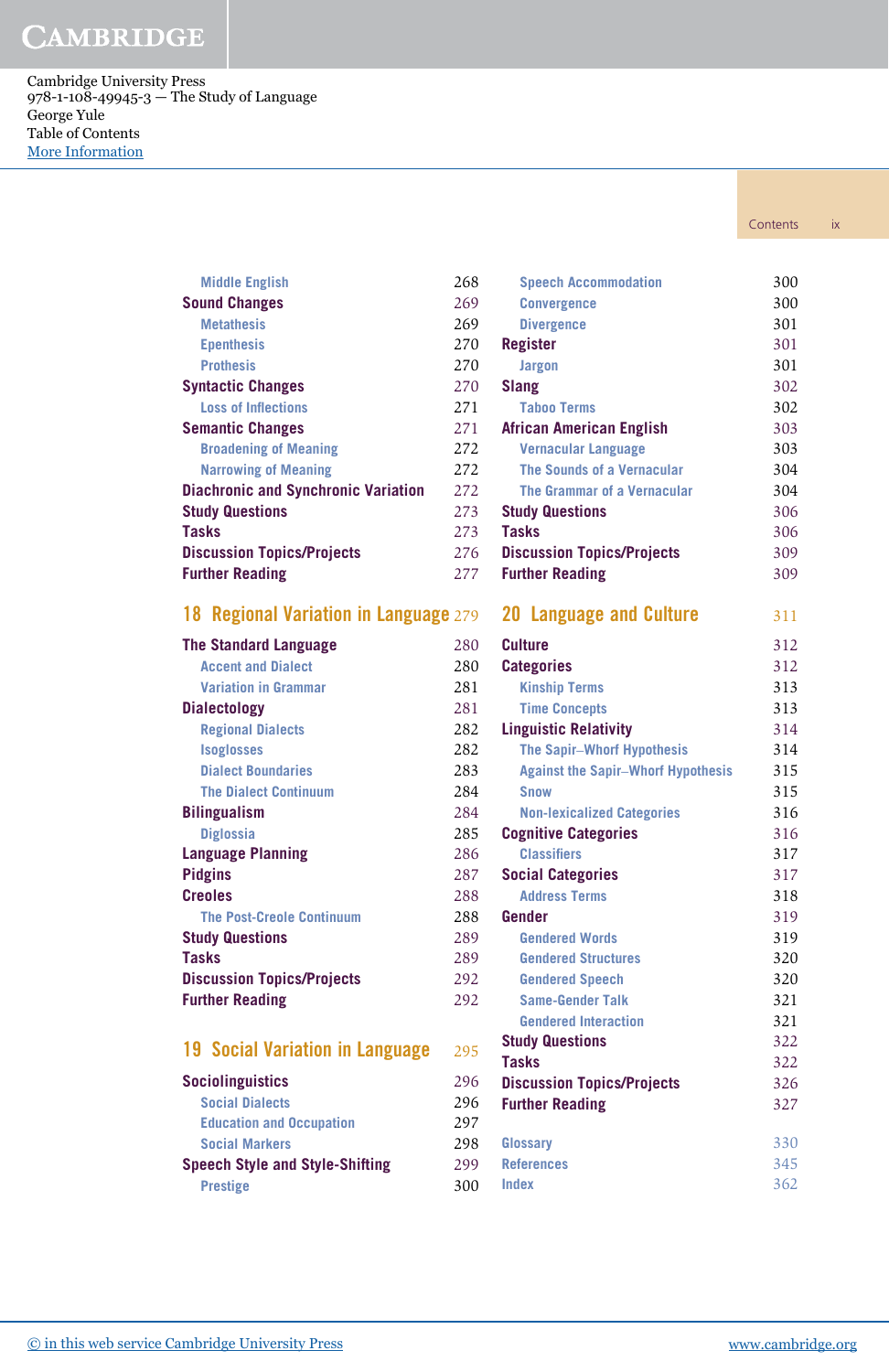Cambridge University Press
978-1-108-49945-3 — The Study of Language
George Yule
Table of Contents
More Information

Middle English 268
Sound Changes 269
Metathesis 269
Epenthesis 270
Prothesis 270
Syntactic Changes 270
Loss of Inflections 271
Semantic Changes 271
Broadening of Meaning 272
Narrowing of Meaning 272
Diachronic and Synchronic Variation 272
Study Questions 273
Tasks 273
Discussion Topics/Projects 276
Further Reading 277

## 18 Regional Variation in Language 279

The Standard Language 280
Accent and Dialect 280
Variation in Grammar 281
Dialectology 281
Regional Dialects 282
Isoglosses 282
Dialect Boundaries 283
The Dialect Continuum 284
Bilingualism 284
Diglossia 285
Language Planning 286
Pidgins 287
Creoles 288
The Post-Creole Continuum 288
Study Questions 289
Tasks 289
Discussion Topics/Projects 292
Further Reading 292

## 19 Social Variation in Language 295

Sociolinguistics 296
Social Dialects 296
Education and Occupation 297
Social Markers 298
Speech Style and Style-Shifting 299
Prestige 300
Speech Accommodation 300
Convergence 300
Divergence 301
Register 301
Jargon 301
Slang 302
Taboo Terms 302
African American English 303
Vernacular Language 303
The Sounds of a Vernacular 304
The Grammar of a Vernacular 304
Study Questions 306
Tasks 306
Discussion Topics/Projects 309
Further Reading 309

## 20 Language and Culture 311

Culture 312
Categories 312
Kinship Terms 313
Time Concepts 313
Linguistic Relativity 314
The Sapir–Whorf Hypothesis 314
Against the Sapir–Whorf Hypothesis 315
Snow 315
Non-lexicalized Categories 316
Cognitive Categories 316
Classifiers 317
Social Categories 317
Address Terms 318
Gender 319
Gendered Words 319
Gendered Structures 320
Gendered Speech 320
Same-Gender Talk 321
Gendered Interaction 321
Study Questions 322
Tasks 322
Discussion Topics/Projects 326
Further Reading 327

Glossary 330
References 345
Index 362

© in this web service Cambridge University Press www.cambridge.org